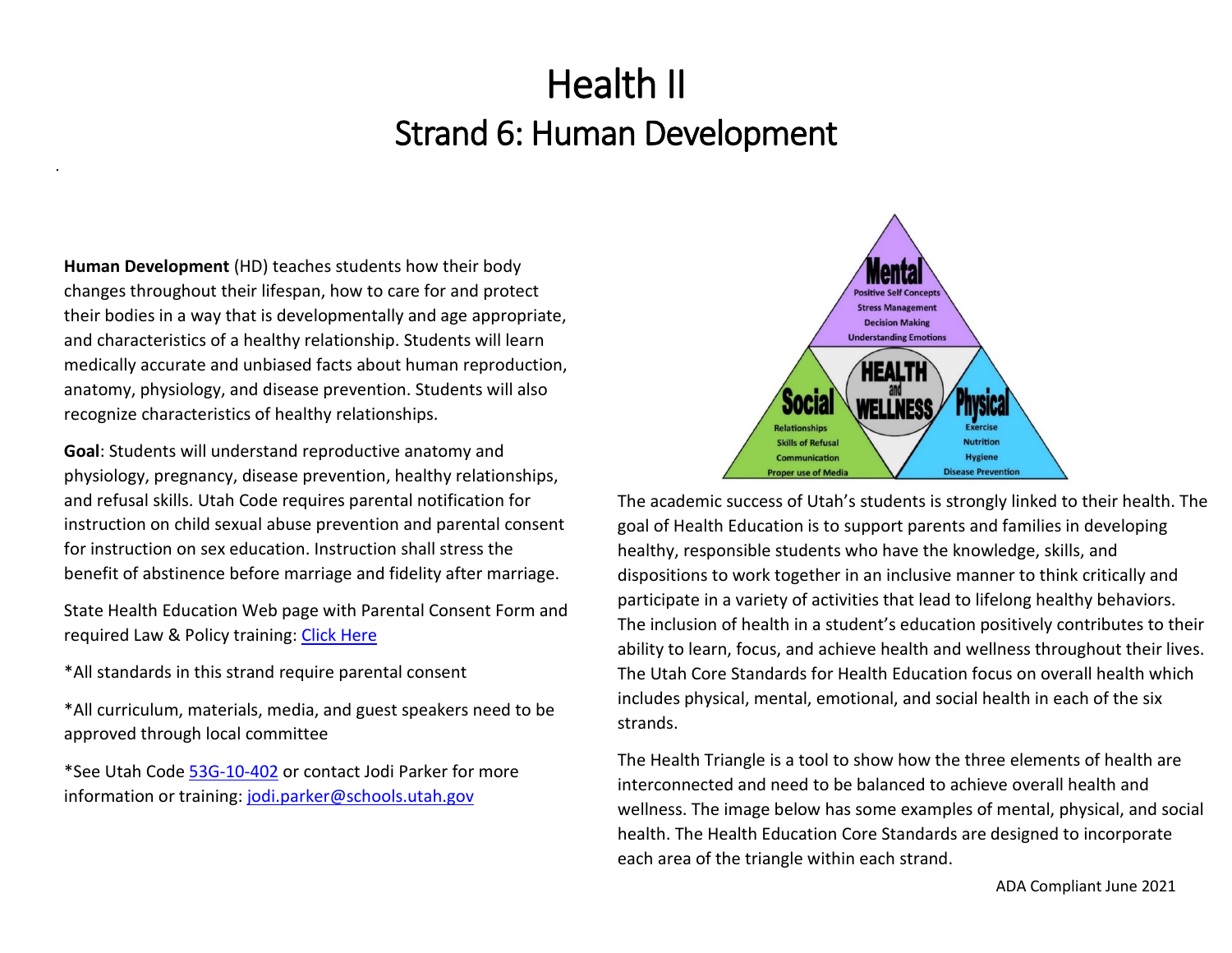# Health II
## Strand 6: Human Development

**Human Development** (HD) teaches students how their body changes throughout their lifespan, how to care for and protect their bodies in a way that is developmentally and age appropriate, and characteristics of a healthy relationship. Students will learn medically accurate and unbiased facts about human reproduction, anatomy, physiology, and disease prevention. Students will also recognize characteristics of healthy relationships.

**Goal**: Students will understand reproductive anatomy and physiology, pregnancy, disease prevention, healthy relationships, and refusal skills. Utah Code requires parental notification for instruction on child sexual abuse prevention and parental consent for instruction on sex education. Instruction shall stress the benefit of abstinence before marriage and fidelity after marriage.

State Health Education Web page with Parental Consent Form and required Law & Policy training: [Click Here]

*All standards in this strand require parental consent

*All curriculum, materials, media, and guest speakers need to be approved through local committee

*See Utah Code [53G-10-402] or contact Jodi Parker for more information or training: jodi.parker@schools.utah.gov

The academic success of Utah's students is strongly linked to their health. The goal of Health Education is to support parents and families in developing healthy, responsible students who have the knowledge, skills, and dispositions to work together in an inclusive manner to think critically and participate in a variety of activities that lead to lifelong healthy behaviors. The inclusion of health in a student's education positively contributes to their ability to learn, focus, and achieve health and wellness throughout their lives. The Utah Core Standards for Health Education focus on overall health which includes physical, mental, emotional, and social health in each of the six strands.

The Health Triangle is a tool to show how the three elements of health are interconnected and need to be balanced to achieve overall health and wellness. The image below has some examples of mental, physical, and social health. The Health Education Core Standards are designed to incorporate each area of the triangle within each strand.

ADA Compliant June 2021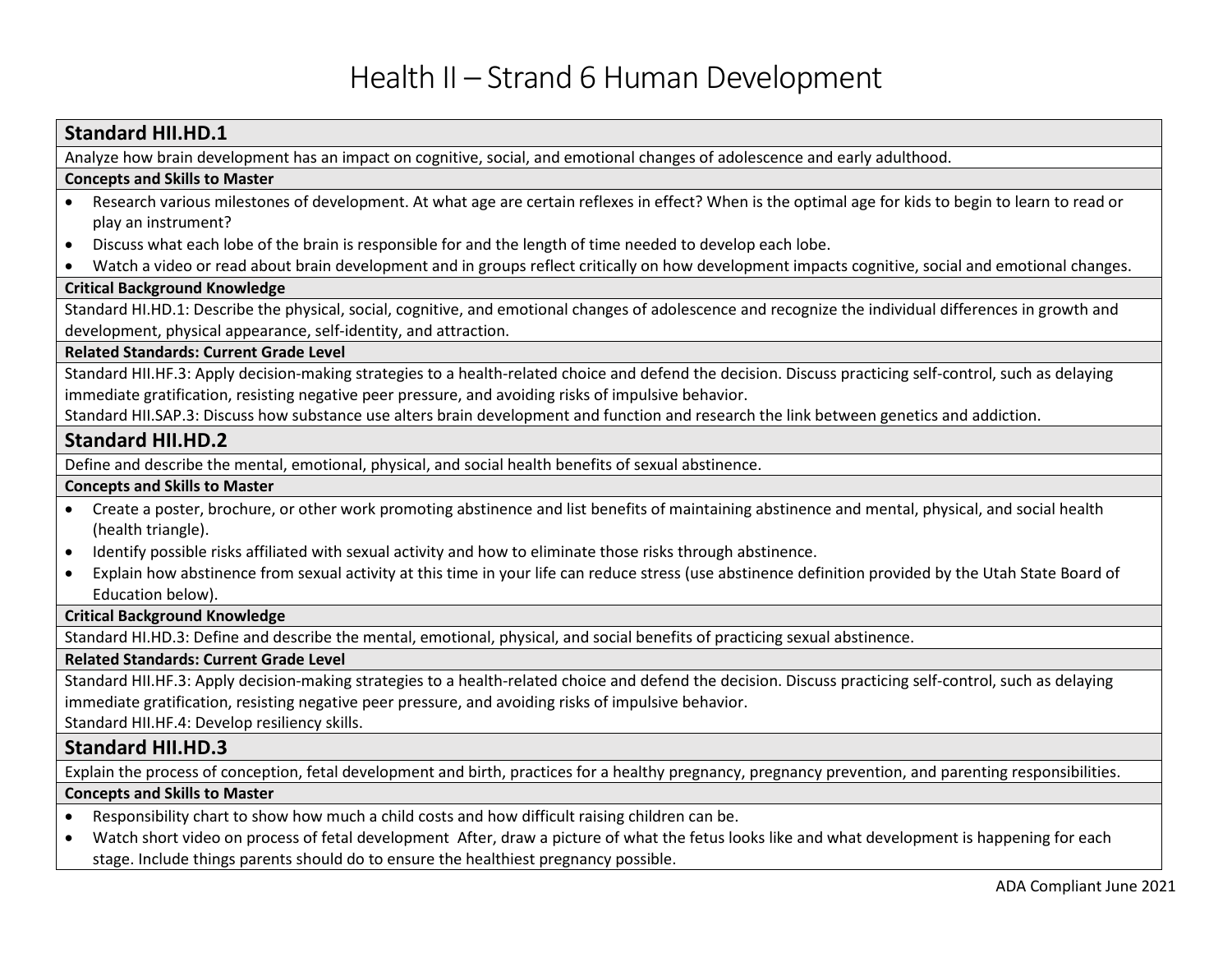# Health II – Strand 6 Human Development

## Standard HII.HD.1

Analyze how brain development has an impact on cognitive, social, and emotional changes of adolescence and early adulthood.

**Concepts and Skills to Master**

- Research various milestones of development. At what age are certain reflexes in effect? When is the optimal age for kids to begin to learn to read or play an instrument?
- Discuss what each lobe of the brain is responsible for and the length of time needed to develop each lobe.
- Watch a video or read about brain development and in groups reflect critically on how development impacts cognitive, social and emotional changes.

**Critical Background Knowledge**

Standard HI.HD.1: Describe the physical, social, cognitive, and emotional changes of adolescence and recognize the individual differences in growth and development, physical appearance, self-identity, and attraction.

**Related Standards: Current Grade Level**

Standard HII.HF.3: Apply decision-making strategies to a health-related choice and defend the decision. Discuss practicing self-control, such as delaying immediate gratification, resisting negative peer pressure, and avoiding risks of impulsive behavior.

Standard HII.SAP.3: Discuss how substance use alters brain development and function and research the link between genetics and addiction.

## Standard HII.HD.2

Define and describe the mental, emotional, physical, and social health benefits of sexual abstinence.

**Concepts and Skills to Master**

- Create a poster, brochure, or other work promoting abstinence and list benefits of maintaining abstinence and mental, physical, and social health (health triangle).
- Identify possible risks affiliated with sexual activity and how to eliminate those risks through abstinence.
- Explain how abstinence from sexual activity at this time in your life can reduce stress (use abstinence definition provided by the Utah State Board of Education below).

**Critical Background Knowledge**

Standard HI.HD.3: Define and describe the mental, emotional, physical, and social benefits of practicing sexual abstinence.

**Related Standards: Current Grade Level**

Standard HII.HF.3: Apply decision-making strategies to a health-related choice and defend the decision. Discuss practicing self-control, such as delaying immediate gratification, resisting negative peer pressure, and avoiding risks of impulsive behavior.

Standard HII.HF.4: Develop resiliency skills.

## Standard HII.HD.3

Explain the process of conception, fetal development and birth, practices for a healthy pregnancy, pregnancy prevention, and parenting responsibilities.

**Concepts and Skills to Master**

- Responsibility chart to show how much a child costs and how difficult raising children can be.
- Watch short video on process of fetal development After, draw a picture of what the fetus looks like and what development is happening for each stage. Include things parents should do to ensure the healthiest pregnancy possible.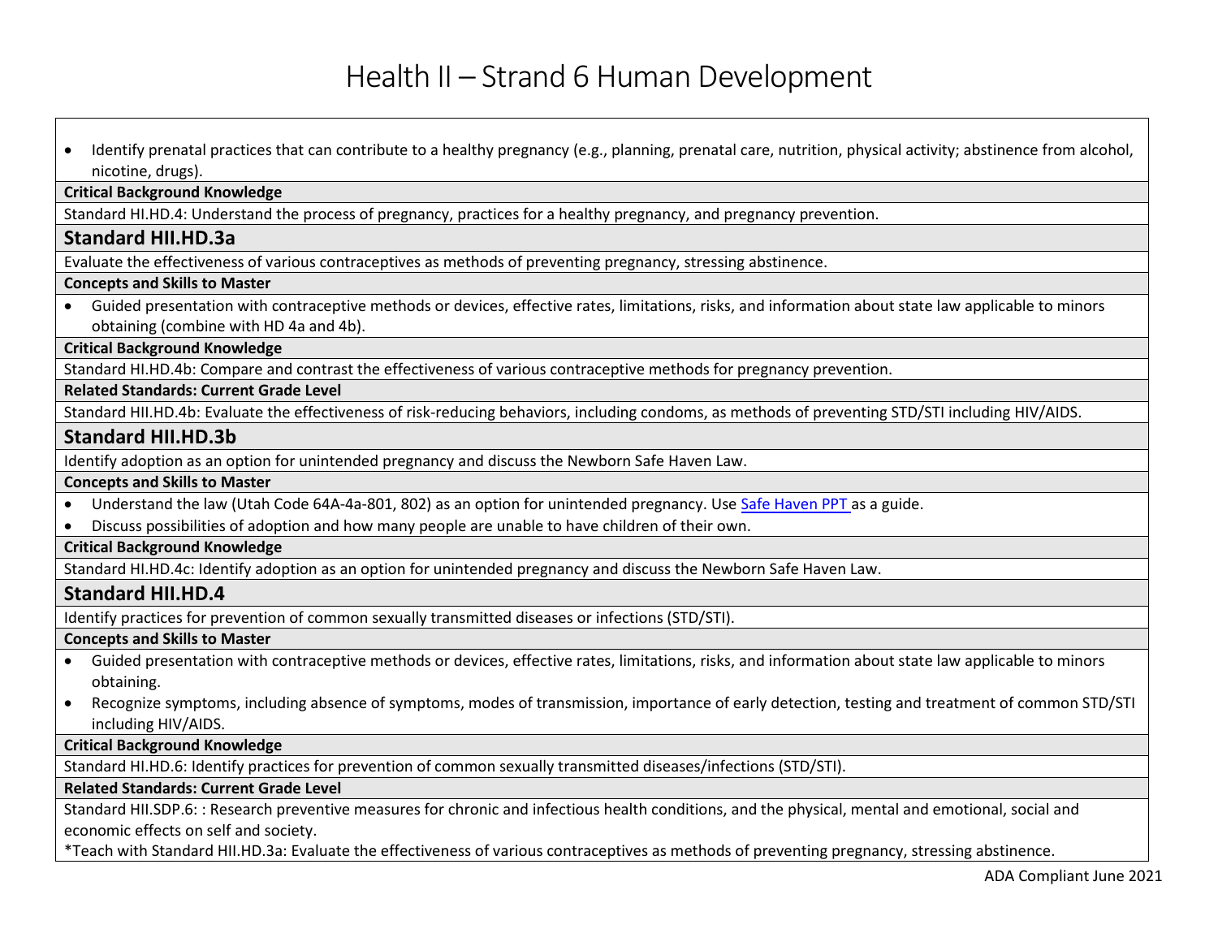# Health II – Strand 6 Human Development

- Identify prenatal practices that can contribute to a healthy pregnancy (e.g., planning, prenatal care, nutrition, physical activity; abstinence from alcohol, nicotine, drugs).

**Critical Background Knowledge**

Standard HI.HD.4: Understand the process of pregnancy, practices for a healthy pregnancy, and pregnancy prevention.

## Standard HII.HD.3a

Evaluate the effectiveness of various contraceptives as methods of preventing pregnancy, stressing abstinence.

**Concepts and Skills to Master**

- Guided presentation with contraceptive methods or devices, effective rates, limitations, risks, and information about state law applicable to minors obtaining (combine with HD 4a and 4b).

**Critical Background Knowledge**

Standard HI.HD.4b: Compare and contrast the effectiveness of various contraceptive methods for pregnancy prevention.

**Related Standards: Current Grade Level**

Standard HII.HD.4b: Evaluate the effectiveness of risk-reducing behaviors, including condoms, as methods of preventing STD/STI including HIV/AIDS.

## Standard HII.HD.3b

Identify adoption as an option for unintended pregnancy and discuss the Newborn Safe Haven Law.

**Concepts and Skills to Master**

- Understand the law (Utah Code 64A-4a-801, 802) as an option for unintended pregnancy. Use Safe Haven PPT as a guide.
- Discuss possibilities of adoption and how many people are unable to have children of their own.

**Critical Background Knowledge**

Standard HI.HD.4c: Identify adoption as an option for unintended pregnancy and discuss the Newborn Safe Haven Law.

## Standard HII.HD.4

Identify practices for prevention of common sexually transmitted diseases or infections (STD/STI).

**Concepts and Skills to Master**

- Guided presentation with contraceptive methods or devices, effective rates, limitations, risks, and information about state law applicable to minors obtaining.
- Recognize symptoms, including absence of symptoms, modes of transmission, importance of early detection, testing and treatment of common STD/STI including HIV/AIDS.

**Critical Background Knowledge**

Standard HI.HD.6: Identify practices for prevention of common sexually transmitted diseases/infections (STD/STI).

**Related Standards: Current Grade Level**

Standard HII.SDP.6: : Research preventive measures for chronic and infectious health conditions, and the physical, mental and emotional, social and economic effects on self and society.

*Teach with Standard HII.HD.3a: Evaluate the effectiveness of various contraceptives as methods of preventing pregnancy, stressing abstinence.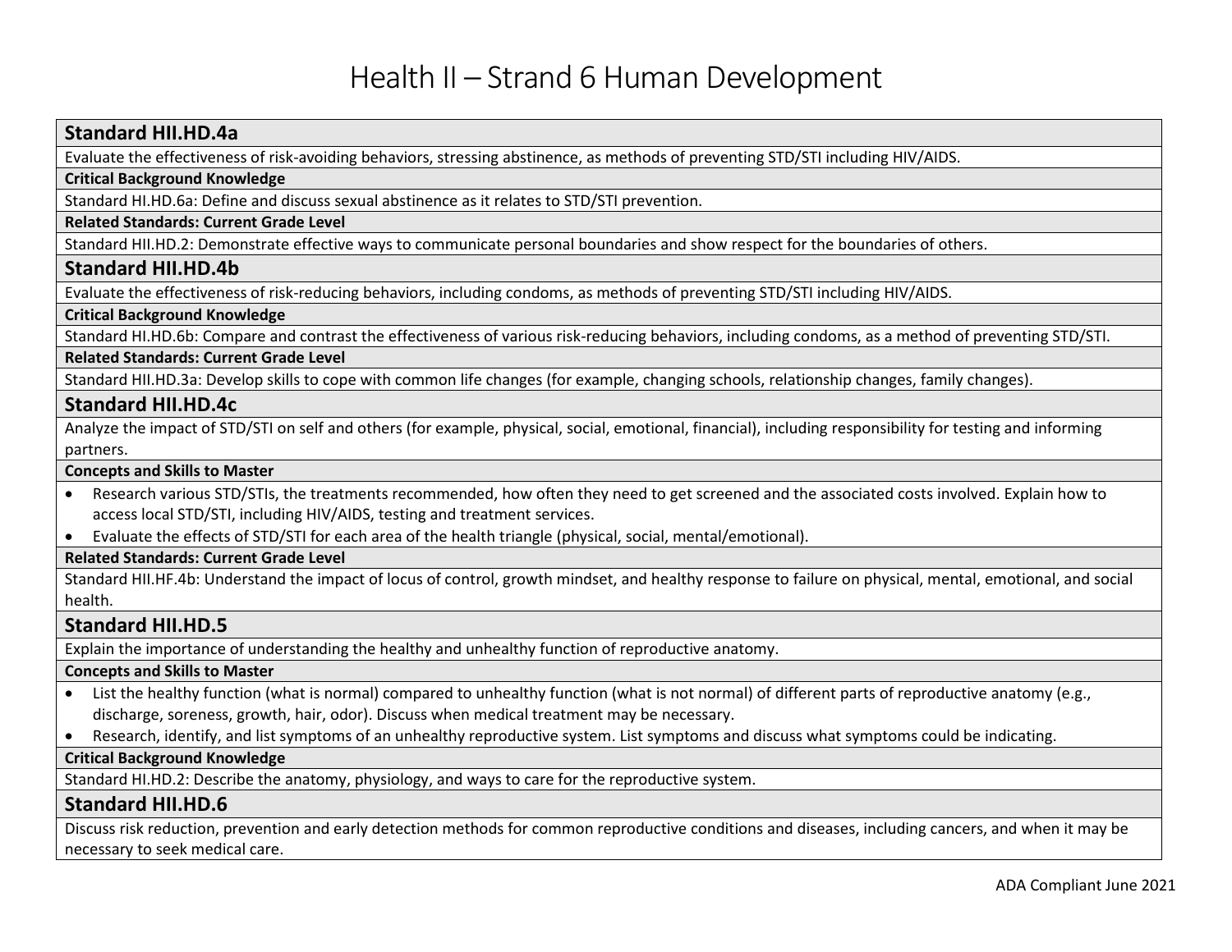# Health II – Strand 6 Human Development

## Standard HII.HD.4a

Evaluate the effectiveness of risk-avoiding behaviors, stressing abstinence, as methods of preventing STD/STI including HIV/AIDS.

**Critical Background Knowledge**

Standard HI.HD.6a: Define and discuss sexual abstinence as it relates to STD/STI prevention.

**Related Standards: Current Grade Level**

Standard HII.HD.2: Demonstrate effective ways to communicate personal boundaries and show respect for the boundaries of others.

## Standard HII.HD.4b

Evaluate the effectiveness of risk-reducing behaviors, including condoms, as methods of preventing STD/STI including HIV/AIDS.

**Critical Background Knowledge**

Standard HI.HD.6b: Compare and contrast the effectiveness of various risk-reducing behaviors, including condoms, as a method of preventing STD/STI.

**Related Standards: Current Grade Level**

Standard HII.HD.3a: Develop skills to cope with common life changes (for example, changing schools, relationship changes, family changes).

## Standard HII.HD.4c

Analyze the impact of STD/STI on self and others (for example, physical, social, emotional, financial), including responsibility for testing and informing partners.

**Concepts and Skills to Master**

- Research various STD/STIs, the treatments recommended, how often they need to get screened and the associated costs involved. Explain how to access local STD/STI, including HIV/AIDS, testing and treatment services.
- Evaluate the effects of STD/STI for each area of the health triangle (physical, social, mental/emotional).

**Related Standards: Current Grade Level**

Standard HII.HF.4b: Understand the impact of locus of control, growth mindset, and healthy response to failure on physical, mental, emotional, and social health.

## Standard HII.HD.5

Explain the importance of understanding the healthy and unhealthy function of reproductive anatomy.

**Concepts and Skills to Master**

- List the healthy function (what is normal) compared to unhealthy function (what is not normal) of different parts of reproductive anatomy (e.g., discharge, soreness, growth, hair, odor). Discuss when medical treatment may be necessary.
- Research, identify, and list symptoms of an unhealthy reproductive system. List symptoms and discuss what symptoms could be indicating.

**Critical Background Knowledge**

Standard HI.HD.2: Describe the anatomy, physiology, and ways to care for the reproductive system.

## Standard HII.HD.6

Discuss risk reduction, prevention and early detection methods for common reproductive conditions and diseases, including cancers, and when it may be necessary to seek medical care.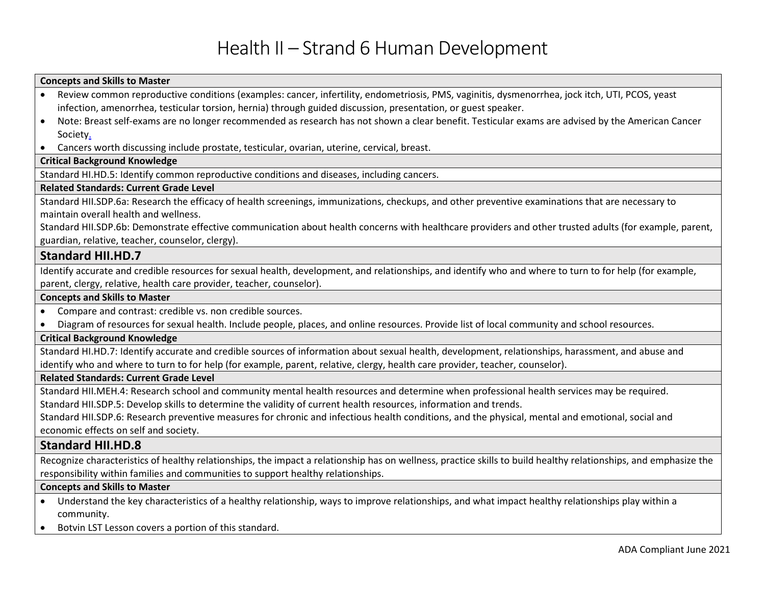# Health II – Strand 6 Human Development

**Concepts and Skills to Master**

- Review common reproductive conditions (examples: cancer, infertility, endometriosis, PMS, vaginitis, dysmenorrhea, jock itch, UTI, PCOS, yeast infection, amenorrhea, testicular torsion, hernia) through guided discussion, presentation, or guest speaker.
- Note: Breast self-exams are no longer recommended as research has not shown a clear benefit. Testicular exams are advised by the American Cancer Society.
- Cancers worth discussing include prostate, testicular, ovarian, uterine, cervical, breast.

**Critical Background Knowledge**

Standard HI.HD.5: Identify common reproductive conditions and diseases, including cancers.

**Related Standards: Current Grade Level**

Standard HII.SDP.6a: Research the efficacy of health screenings, immunizations, checkups, and other preventive examinations that are necessary to maintain overall health and wellness.

Standard HII.SDP.6b: Demonstrate effective communication about health concerns with healthcare providers and other trusted adults (for example, parent, guardian, relative, teacher, counselor, clergy).

## Standard HII.HD.7

Identify accurate and credible resources for sexual health, development, and relationships, and identify who and where to turn to for help (for example, parent, clergy, relative, health care provider, teacher, counselor).

**Concepts and Skills to Master**

- Compare and contrast: credible vs. non credible sources.
- Diagram of resources for sexual health. Include people, places, and online resources. Provide list of local community and school resources.

**Critical Background Knowledge**

Standard HI.HD.7: Identify accurate and credible sources of information about sexual health, development, relationships, harassment, and abuse and identify who and where to turn to for help (for example, parent, relative, clergy, health care provider, teacher, counselor).

**Related Standards: Current Grade Level**

Standard HII.MEH.4: Research school and community mental health resources and determine when professional health services may be required.

Standard HII.SDP.5: Develop skills to determine the validity of current health resources, information and trends.

Standard HII.SDP.6: Research preventive measures for chronic and infectious health conditions, and the physical, mental and emotional, social and economic effects on self and society.

## Standard HII.HD.8

Recognize characteristics of healthy relationships, the impact a relationship has on wellness, practice skills to build healthy relationships, and emphasize the responsibility within families and communities to support healthy relationships.

**Concepts and Skills to Master**

- Understand the key characteristics of a healthy relationship, ways to improve relationships, and what impact healthy relationships play within a community.
- Botvin LST Lesson covers a portion of this standard.

ADA Compliant June 2021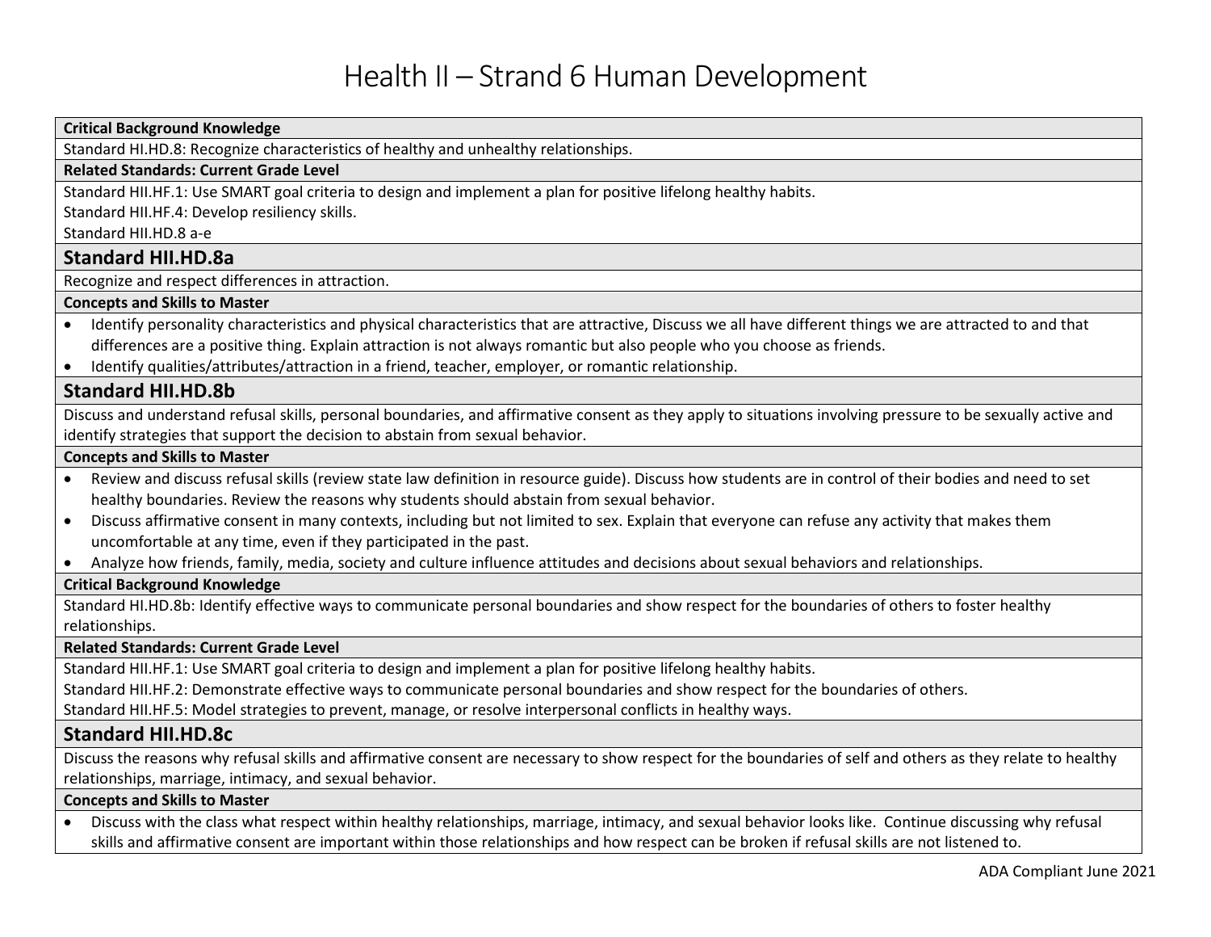# Health II – Strand 6 Human Development

**Critical Background Knowledge**

Standard HI.HD.8: Recognize characteristics of healthy and unhealthy relationships.

**Related Standards: Current Grade Level**

Standard HII.HF.1: Use SMART goal criteria to design and implement a plan for positive lifelong healthy habits.
Standard HII.HF.4: Develop resiliency skills.
Standard HII.HD.8 a-e

## Standard HII.HD.8a

Recognize and respect differences in attraction.

**Concepts and Skills to Master**

- Identify personality characteristics and physical characteristics that are attractive, Discuss we all have different things we are attracted to and that differences are a positive thing. Explain attraction is not always romantic but also people who you choose as friends.
- Identify qualities/attributes/attraction in a friend, teacher, employer, or romantic relationship.

## Standard HII.HD.8b

Discuss and understand refusal skills, personal boundaries, and affirmative consent as they apply to situations involving pressure to be sexually active and identify strategies that support the decision to abstain from sexual behavior.

**Concepts and Skills to Master**

- Review and discuss refusal skills (review state law definition in resource guide). Discuss how students are in control of their bodies and need to set healthy boundaries. Review the reasons why students should abstain from sexual behavior.
- Discuss affirmative consent in many contexts, including but not limited to sex. Explain that everyone can refuse any activity that makes them uncomfortable at any time, even if they participated in the past.
- Analyze how friends, family, media, society and culture influence attitudes and decisions about sexual behaviors and relationships.

**Critical Background Knowledge**

Standard HI.HD.8b: Identify effective ways to communicate personal boundaries and show respect for the boundaries of others to foster healthy relationships.

**Related Standards: Current Grade Level**

Standard HII.HF.1: Use SMART goal criteria to design and implement a plan for positive lifelong healthy habits.
Standard HII.HF.2: Demonstrate effective ways to communicate personal boundaries and show respect for the boundaries of others.
Standard HII.HF.5: Model strategies to prevent, manage, or resolve interpersonal conflicts in healthy ways.

## Standard HII.HD.8c

Discuss the reasons why refusal skills and affirmative consent are necessary to show respect for the boundaries of self and others as they relate to healthy relationships, marriage, intimacy, and sexual behavior.

**Concepts and Skills to Master**

- Discuss with the class what respect within healthy relationships, marriage, intimacy, and sexual behavior looks like. Continue discussing why refusal skills and affirmative consent are important within those relationships and how respect can be broken if refusal skills are not listened to.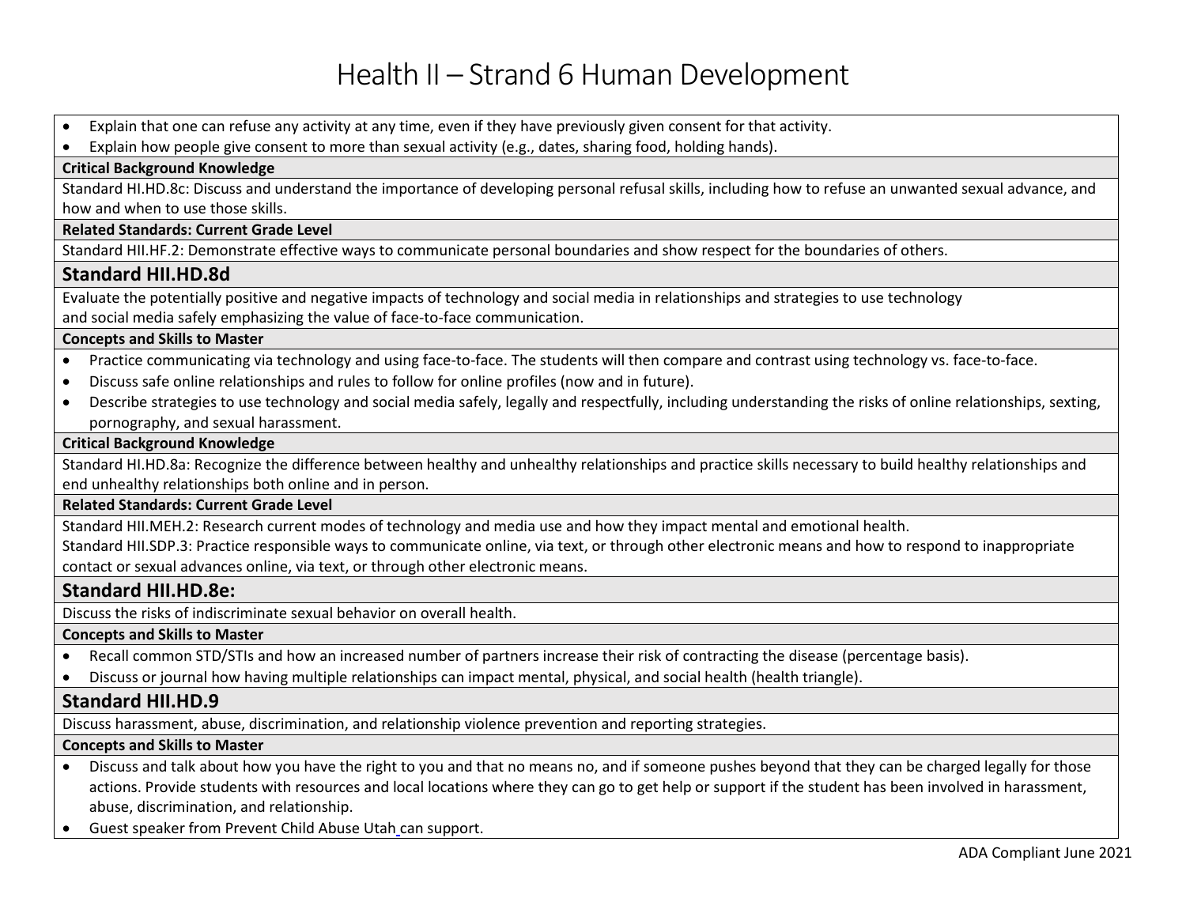# Health II – Strand 6 Human Development

- Explain that one can refuse any activity at any time, even if they have previously given consent for that activity.
- Explain how people give consent to more than sexual activity (e.g., dates, sharing food, holding hands).

**Critical Background Knowledge**

Standard HI.HD.8c: Discuss and understand the importance of developing personal refusal skills, including how to refuse an unwanted sexual advance, and how and when to use those skills.

**Related Standards: Current Grade Level**

Standard HII.HF.2: Demonstrate effective ways to communicate personal boundaries and show respect for the boundaries of others.

## Standard HII.HD.8d

Evaluate the potentially positive and negative impacts of technology and social media in relationships and strategies to use technology and social media safely emphasizing the value of face-to-face communication.

**Concepts and Skills to Master**

- Practice communicating via technology and using face-to-face. The students will then compare and contrast using technology vs. face-to-face.
- Discuss safe online relationships and rules to follow for online profiles (now and in future).
- Describe strategies to use technology and social media safely, legally and respectfully, including understanding the risks of online relationships, sexting, pornography, and sexual harassment.

**Critical Background Knowledge**

Standard HI.HD.8a: Recognize the difference between healthy and unhealthy relationships and practice skills necessary to build healthy relationships and end unhealthy relationships both online and in person.

**Related Standards: Current Grade Level**

Standard HII.MEH.2: Research current modes of technology and media use and how they impact mental and emotional health.

Standard HII.SDP.3: Practice responsible ways to communicate online, via text, or through other electronic means and how to respond to inappropriate contact or sexual advances online, via text, or through other electronic means.

## Standard HII.HD.8e:

Discuss the risks of indiscriminate sexual behavior on overall health.

**Concepts and Skills to Master**

- Recall common STD/STIs and how an increased number of partners increase their risk of contracting the disease (percentage basis).
- Discuss or journal how having multiple relationships can impact mental, physical, and social health (health triangle).

## Standard HII.HD.9

Discuss harassment, abuse, discrimination, and relationship violence prevention and reporting strategies.

**Concepts and Skills to Master**

- Discuss and talk about how you have the right to you and that no means no, and if someone pushes beyond that they can be charged legally for those actions. Provide students with resources and local locations where they can go to get help or support if the student has been involved in harassment, abuse, discrimination, and relationship.
- Guest speaker from Prevent Child Abuse Utah can support.

ADA Compliant June 2021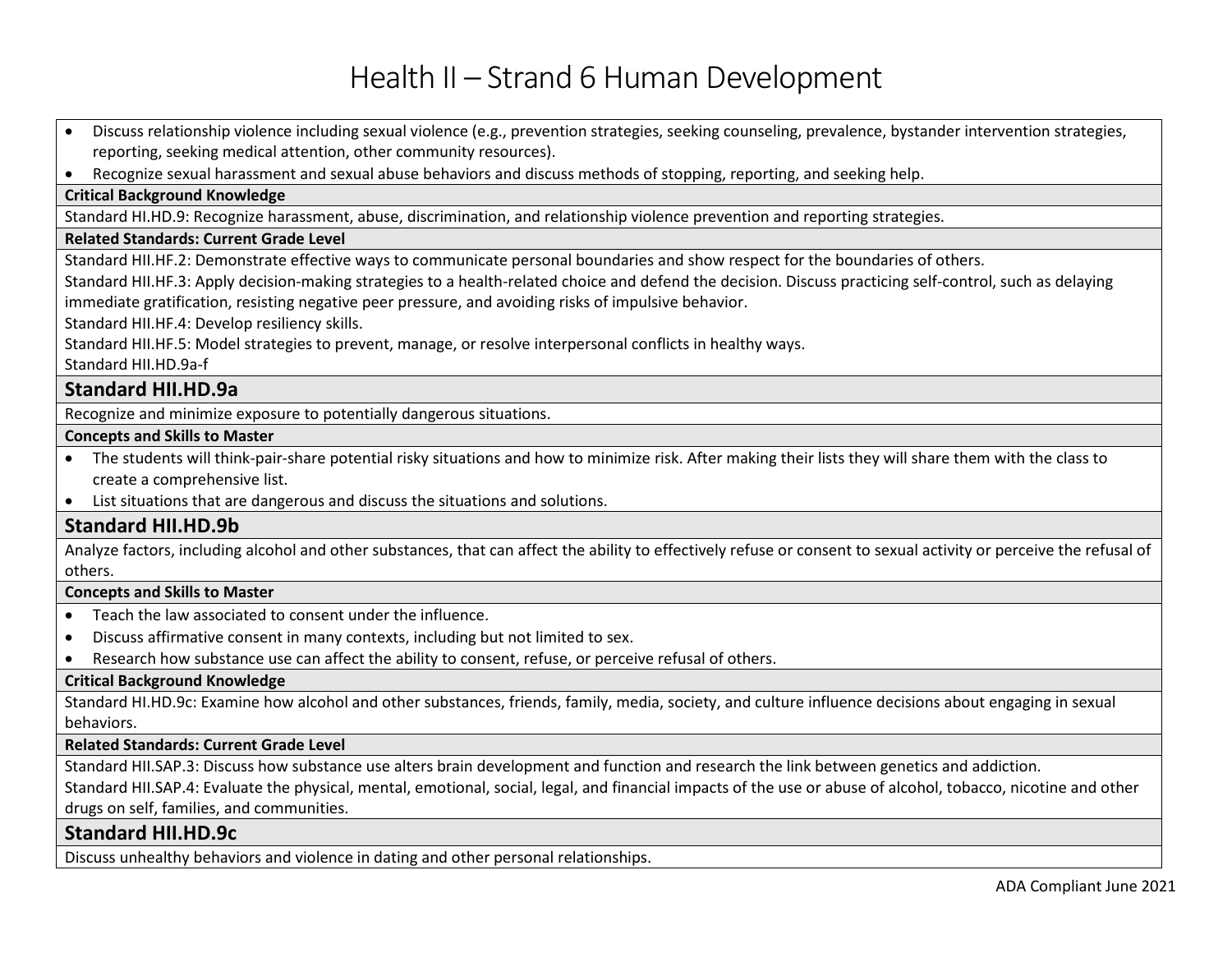# Health II – Strand 6 Human Development

- Discuss relationship violence including sexual violence (e.g., prevention strategies, seeking counseling, prevalence, bystander intervention strategies, reporting, seeking medical attention, other community resources).
- Recognize sexual harassment and sexual abuse behaviors and discuss methods of stopping, reporting, and seeking help.

**Critical Background Knowledge**

Standard HI.HD.9: Recognize harassment, abuse, discrimination, and relationship violence prevention and reporting strategies.

**Related Standards: Current Grade Level**

Standard HII.HF.2: Demonstrate effective ways to communicate personal boundaries and show respect for the boundaries of others.

Standard HII.HF.3: Apply decision-making strategies to a health-related choice and defend the decision. Discuss practicing self-control, such as delaying immediate gratification, resisting negative peer pressure, and avoiding risks of impulsive behavior.

Standard HII.HF.4: Develop resiliency skills.

Standard HII.HF.5: Model strategies to prevent, manage, or resolve interpersonal conflicts in healthy ways.

Standard HII.HD.9a-f

## Standard HII.HD.9a

Recognize and minimize exposure to potentially dangerous situations.

**Concepts and Skills to Master**

- The students will think-pair-share potential risky situations and how to minimize risk. After making their lists they will share them with the class to create a comprehensive list.
- List situations that are dangerous and discuss the situations and solutions.

## Standard HII.HD.9b

Analyze factors, including alcohol and other substances, that can affect the ability to effectively refuse or consent to sexual activity or perceive the refusal of others.

**Concepts and Skills to Master**

- Teach the law associated to consent under the influence.
- Discuss affirmative consent in many contexts, including but not limited to sex.
- Research how substance use can affect the ability to consent, refuse, or perceive refusal of others.

**Critical Background Knowledge**

Standard HI.HD.9c: Examine how alcohol and other substances, friends, family, media, society, and culture influence decisions about engaging in sexual behaviors.

**Related Standards: Current Grade Level**

Standard HII.SAP.3: Discuss how substance use alters brain development and function and research the link between genetics and addiction.

Standard HII.SAP.4: Evaluate the physical, mental, emotional, social, legal, and financial impacts of the use or abuse of alcohol, tobacco, nicotine and other drugs on self, families, and communities.

## Standard HII.HD.9c

Discuss unhealthy behaviors and violence in dating and other personal relationships.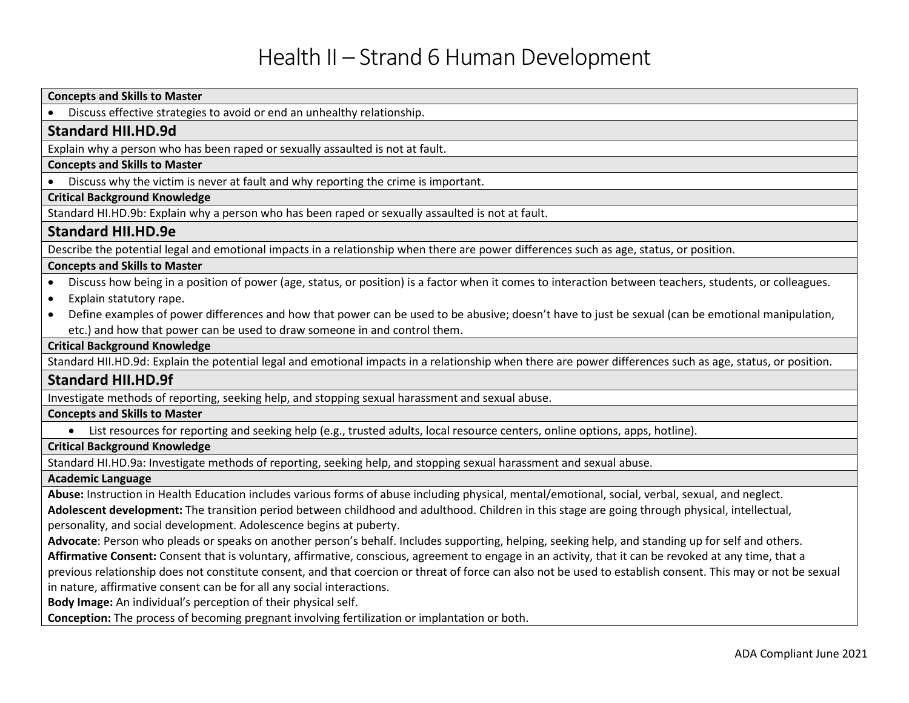# Health II – Strand 6 Human Development

**Concepts and Skills to Master**

- Discuss effective strategies to avoid or end an unhealthy relationship.

## Standard HII.HD.9d

Explain why a person who has been raped or sexually assaulted is not at fault.

**Concepts and Skills to Master**

- Discuss why the victim is never at fault and why reporting the crime is important.

**Critical Background Knowledge**

Standard HI.HD.9b: Explain why a person who has been raped or sexually assaulted is not at fault.

## Standard HII.HD.9e

Describe the potential legal and emotional impacts in a relationship when there are power differences such as age, status, or position.

**Concepts and Skills to Master**

- Discuss how being in a position of power (age, status, or position) is a factor when it comes to interaction between teachers, students, or colleagues.
- Explain statutory rape.
- Define examples of power differences and how that power can be used to be abusive; doesn't have to just be sexual (can be emotional manipulation, etc.) and how that power can be used to draw someone in and control them.

**Critical Background Knowledge**

Standard HII.HD.9d: Explain the potential legal and emotional impacts in a relationship when there are power differences such as age, status, or position.

## Standard HII.HD.9f

Investigate methods of reporting, seeking help, and stopping sexual harassment and sexual abuse.

**Concepts and Skills to Master**

- List resources for reporting and seeking help (e.g., trusted adults, local resource centers, online options, apps, hotline).

**Critical Background Knowledge**

Standard HI.HD.9a: Investigate methods of reporting, seeking help, and stopping sexual harassment and sexual abuse.

**Academic Language**

**Abuse:** Instruction in Health Education includes various forms of abuse including physical, mental/emotional, social, verbal, sexual, and neglect.

**Adolescent development:** The transition period between childhood and adulthood. Children in this stage are going through physical, intellectual, personality, and social development. Adolescence begins at puberty.

**Advocate**: Person who pleads or speaks on another person's behalf. Includes supporting, helping, seeking help, and standing up for self and others.

**Affirmative Consent:** Consent that is voluntary, affirmative, conscious, agreement to engage in an activity, that it can be revoked at any time, that a previous relationship does not constitute consent, and that coercion or threat of force can also not be used to establish consent. This may or not be sexual in nature, affirmative consent can be for all any social interactions.

**Body Image:** An individual's perception of their physical self.

**Conception:** The process of becoming pregnant involving fertilization or implantation or both.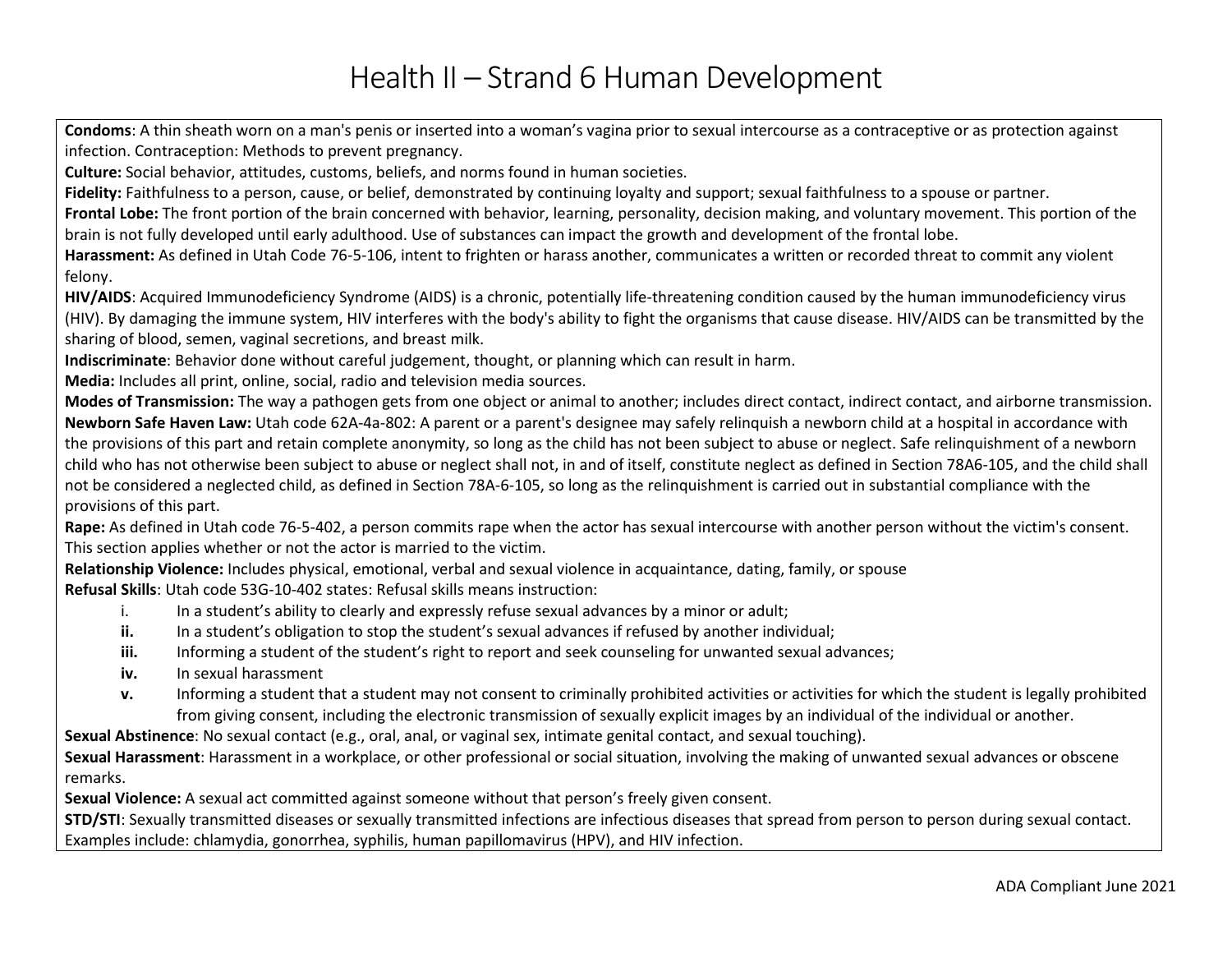# Health II – Strand 6 Human Development

**Condoms**: A thin sheath worn on a man's penis or inserted into a woman's vagina prior to sexual intercourse as a contraceptive or as protection against infection. Contraception: Methods to prevent pregnancy.

**Culture:** Social behavior, attitudes, customs, beliefs, and norms found in human societies.

**Fidelity:** Faithfulness to a person, cause, or belief, demonstrated by continuing loyalty and support; sexual faithfulness to a spouse or partner.

**Frontal Lobe:** The front portion of the brain concerned with behavior, learning, personality, decision making, and voluntary movement. This portion of the brain is not fully developed until early adulthood. Use of substances can impact the growth and development of the frontal lobe.

**Harassment:** As defined in Utah Code 76-5-106, intent to frighten or harass another, communicates a written or recorded threat to commit any violent felony.

**HIV/AIDS**: Acquired Immunodeficiency Syndrome (AIDS) is a chronic, potentially life-threatening condition caused by the human immunodeficiency virus (HIV). By damaging the immune system, HIV interferes with the body's ability to fight the organisms that cause disease. HIV/AIDS can be transmitted by the sharing of blood, semen, vaginal secretions, and breast milk.

**Indiscriminate**: Behavior done without careful judgement, thought, or planning which can result in harm.

**Media:** Includes all print, online, social, radio and television media sources.

**Modes of Transmission:** The way a pathogen gets from one object or animal to another; includes direct contact, indirect contact, and airborne transmission.

**Newborn Safe Haven Law:** Utah code 62A-4a-802: A parent or a parent's designee may safely relinquish a newborn child at a hospital in accordance with the provisions of this part and retain complete anonymity, so long as the child has not been subject to abuse or neglect. Safe relinquishment of a newborn child who has not otherwise been subject to abuse or neglect shall not, in and of itself, constitute neglect as defined in Section 78A6-105, and the child shall not be considered a neglected child, as defined in Section 78A-6-105, so long as the relinquishment is carried out in substantial compliance with the provisions of this part.

**Rape:** As defined in Utah code 76-5-402, a person commits rape when the actor has sexual intercourse with another person without the victim's consent. This section applies whether or not the actor is married to the victim.

**Relationship Violence:** Includes physical, emotional, verbal and sexual violence in acquaintance, dating, family, or spouse

**Refusal Skills**: Utah code 53G-10-402 states: Refusal skills means instruction:

- i. In a student's ability to clearly and expressly refuse sexual advances by a minor or adult;
- **ii.** In a student's obligation to stop the student's sexual advances if refused by another individual;
- **iii.** Informing a student of the student's right to report and seek counseling for unwanted sexual advances;
- **iv.** In sexual harassment
- **v.** Informing a student that a student may not consent to criminally prohibited activities or activities for which the student is legally prohibited from giving consent, including the electronic transmission of sexually explicit images by an individual of the individual or another.

**Sexual Abstinence**: No sexual contact (e.g., oral, anal, or vaginal sex, intimate genital contact, and sexual touching).

**Sexual Harassment**: Harassment in a workplace, or other professional or social situation, involving the making of unwanted sexual advances or obscene remarks.

**Sexual Violence:** A sexual act committed against someone without that person's freely given consent.

**STD/STI**: Sexually transmitted diseases or sexually transmitted infections are infectious diseases that spread from person to person during sexual contact. Examples include: chlamydia, gonorrhea, syphilis, human papillomavirus (HPV), and HIV infection.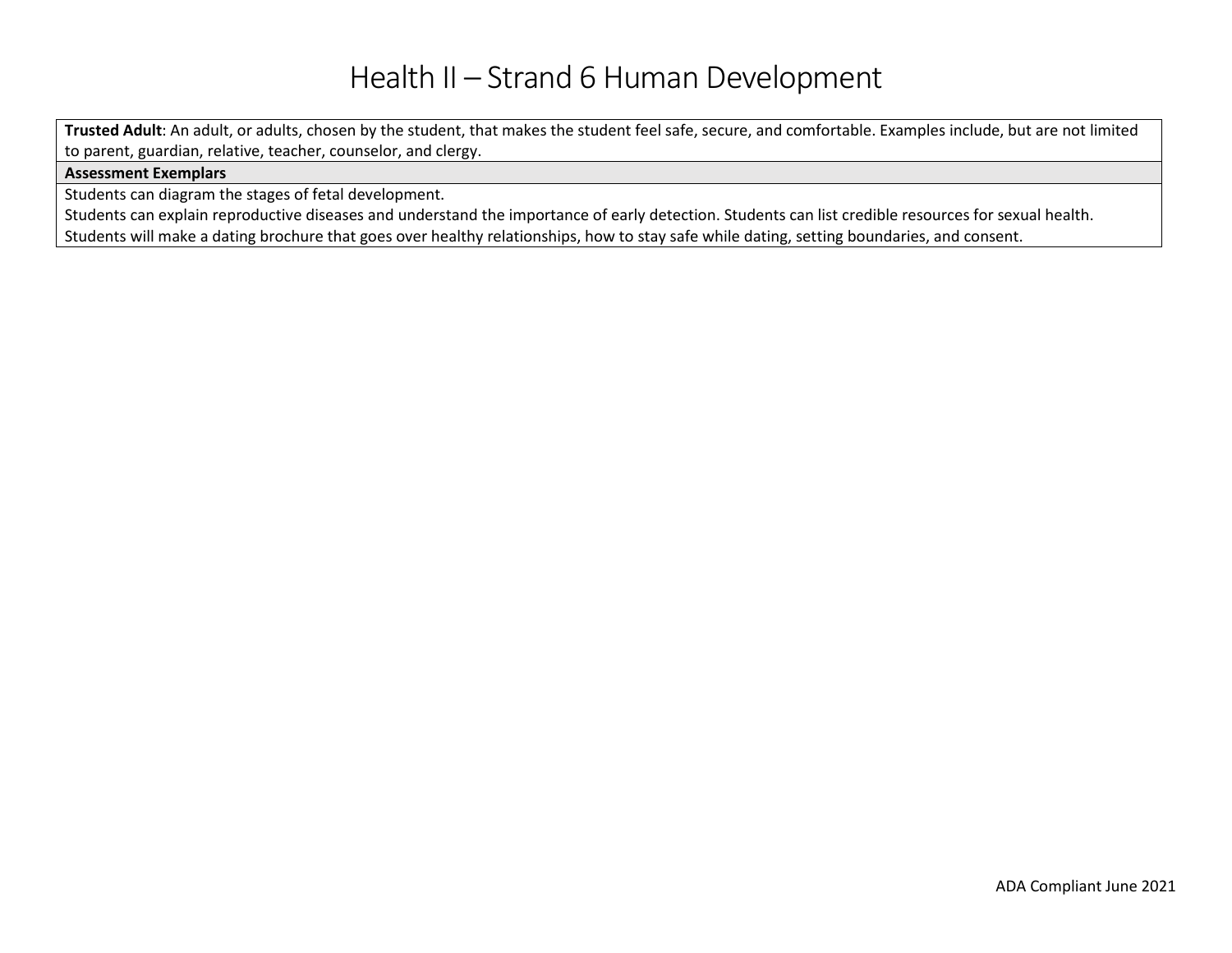# Health II – Strand 6 Human Development

**Trusted Adult**: An adult, or adults, chosen by the student, that makes the student feel safe, secure, and comfortable. Examples include, but are not limited to parent, guardian, relative, teacher, counselor, and clergy.

**Assessment Exemplars**

Students can diagram the stages of fetal development.

Students can explain reproductive diseases and understand the importance of early detection. Students can list credible resources for sexual health.

Students will make a dating brochure that goes over healthy relationships, how to stay safe while dating, setting boundaries, and consent.

ADA Compliant June 2021